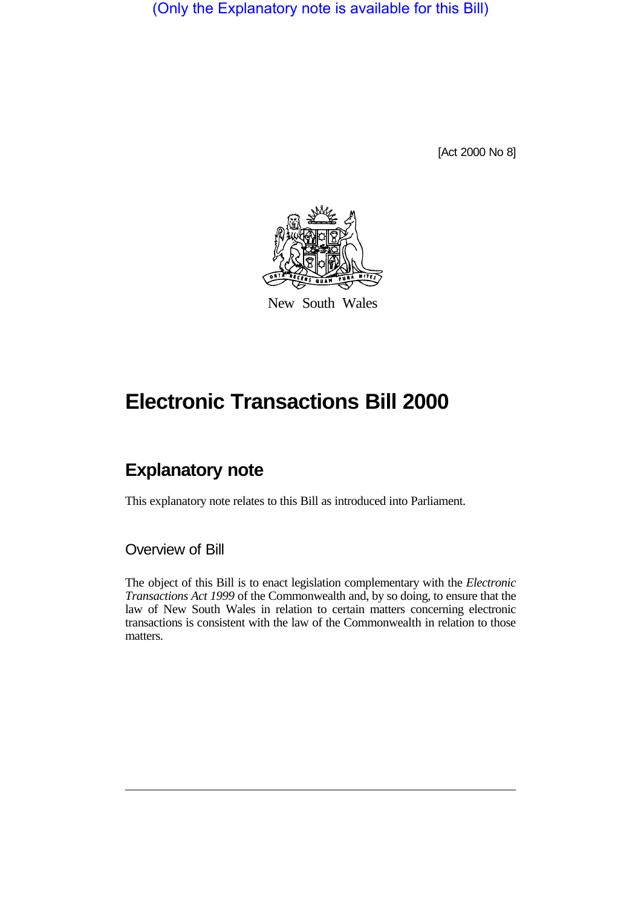(Only the Explanatory note is available for this Bill)

[Act 2000 No 8]

New South Wales

# Electronic Transactions Bill 2000

## Explanatory note

This explanatory note relates to this Bill as introduced into Parliament.

### Overview of Bill

The object of this Bill is to enact legislation complementary with the *Electronic Transactions Act 1999* of the Commonwealth and, by so doing, to ensure that the law of New South Wales in relation to certain matters concerning electronic transactions is consistent with the law of the Commonwealth in relation to those matters.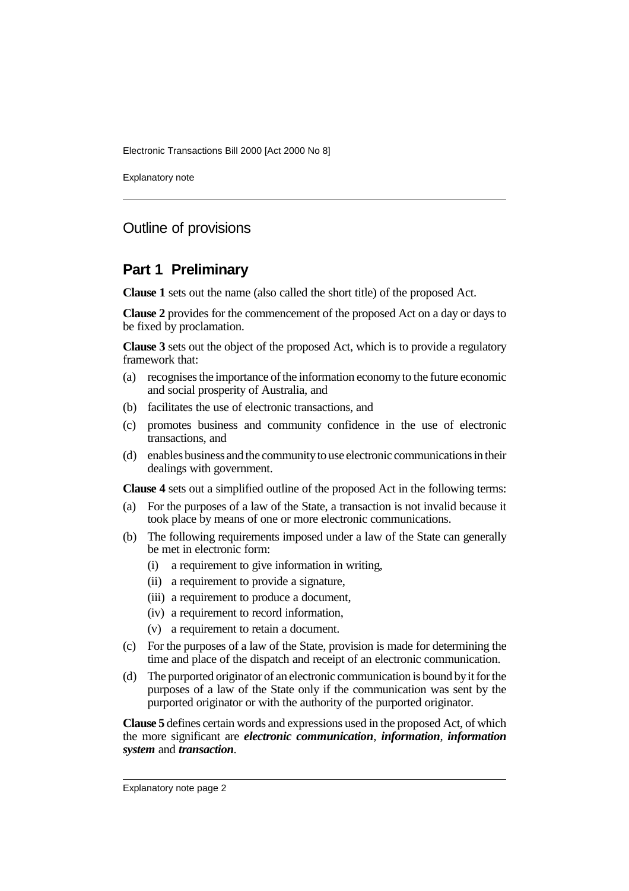## Outline of provisions

### Part 1 Preliminary

**Clause 1** sets out the name (also called the short title) of the proposed Act.

**Clause 2** provides for the commencement of the proposed Act on a day or days to be fixed by proclamation.

**Clause 3** sets out the object of the proposed Act, which is to provide a regulatory framework that:

(a) recognises the importance of the information economy to the future economic and social prosperity of Australia, and

(b) facilitates the use of electronic transactions, and

(c) promotes business and community confidence in the use of electronic transactions, and

(d) enables business and the community to use electronic communications in their dealings with government.

**Clause 4** sets out a simplified outline of the proposed Act in the following terms:

(a) For the purposes of a law of the State, a transaction is not invalid because it took place by means of one or more electronic communications.

(b) The following requirements imposed under a law of the State can generally be met in electronic form:

  (i) a requirement to give information in writing,

  (ii) a requirement to provide a signature,

  (iii) a requirement to produce a document,

  (iv) a requirement to record information,

  (v) a requirement to retain a document.

(c) For the purposes of a law of the State, provision is made for determining the time and place of the dispatch and receipt of an electronic communication.

(d) The purported originator of an electronic communication is bound by it for the purposes of a law of the State only if the communication was sent by the purported originator or with the authority of the purported originator.

**Clause 5** defines certain words and expressions used in the proposed Act, of which the more significant are ***electronic communication***, ***information***, ***information system*** and ***transaction***.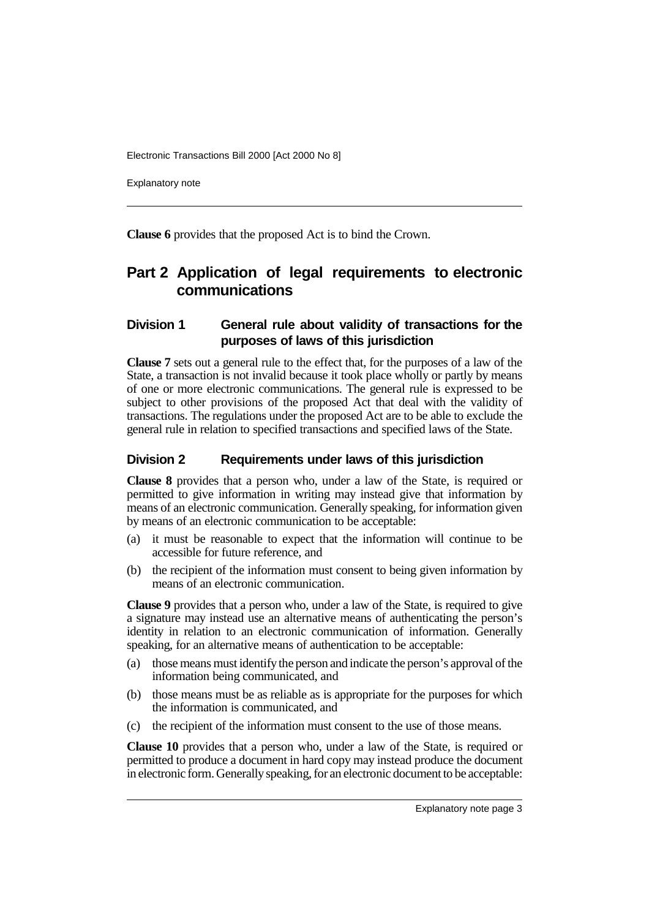**Clause 6** provides that the proposed Act is to bind the Crown.

## Part 2 Application of legal requirements to electronic communications

### Division 1 General rule about validity of transactions for the purposes of laws of this jurisdiction

**Clause 7** sets out a general rule to the effect that, for the purposes of a law of the State, a transaction is not invalid because it took place wholly or partly by means of one or more electronic communications. The general rule is expressed to be subject to other provisions of the proposed Act that deal with the validity of transactions. The regulations under the proposed Act are to be able to exclude the general rule in relation to specified transactions and specified laws of the State.

### Division 2 Requirements under laws of this jurisdiction

**Clause 8** provides that a person who, under a law of the State, is required or permitted to give information in writing may instead give that information by means of an electronic communication. Generally speaking, for information given by means of an electronic communication to be acceptable:

(a) it must be reasonable to expect that the information will continue to be accessible for future reference, and

(b) the recipient of the information must consent to being given information by means of an electronic communication.

**Clause 9** provides that a person who, under a law of the State, is required to give a signature may instead use an alternative means of authenticating the person's identity in relation to an electronic communication of information. Generally speaking, for an alternative means of authentication to be acceptable:

(a) those means must identify the person and indicate the person's approval of the information being communicated, and

(b) those means must be as reliable as is appropriate for the purposes for which the information is communicated, and

(c) the recipient of the information must consent to the use of those means.

**Clause 10** provides that a person who, under a law of the State, is required or permitted to produce a document in hard copy may instead produce the document in electronic form. Generally speaking, for an electronic document to be acceptable: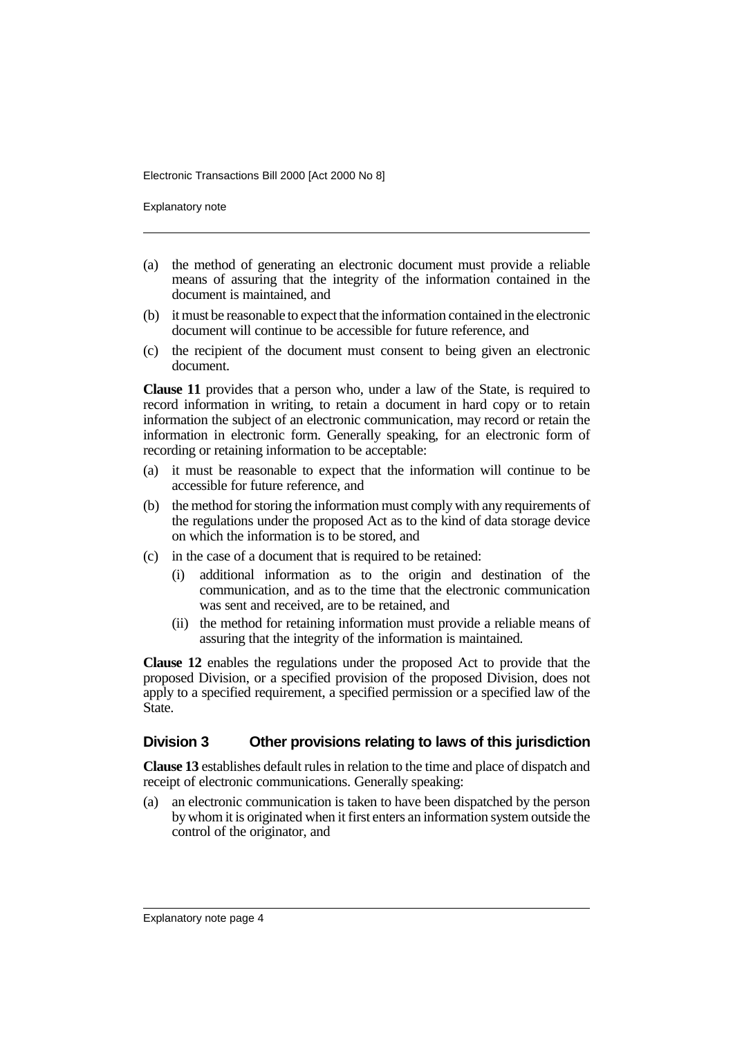(a) the method of generating an electronic document must provide a reliable means of assuring that the integrity of the information contained in the document is maintained, and

(b) it must be reasonable to expect that the information contained in the electronic document will continue to be accessible for future reference, and

(c) the recipient of the document must consent to being given an electronic document.

**Clause 11** provides that a person who, under a law of the State, is required to record information in writing, to retain a document in hard copy or to retain information the subject of an electronic communication, may record or retain the information in electronic form. Generally speaking, for an electronic form of recording or retaining information to be acceptable:

(a) it must be reasonable to expect that the information will continue to be accessible for future reference, and

(b) the method for storing the information must comply with any requirements of the regulations under the proposed Act as to the kind of data storage device on which the information is to be stored, and

(c) in the case of a document that is required to be retained:

   (i) additional information as to the origin and destination of the communication, and as to the time that the electronic communication was sent and received, are to be retained, and

   (ii) the method for retaining information must provide a reliable means of assuring that the integrity of the information is maintained.

**Clause 12** enables the regulations under the proposed Act to provide that the proposed Division, or a specified provision of the proposed Division, does not apply to a specified requirement, a specified permission or a specified law of the State.

## Division 3 Other provisions relating to laws of this jurisdiction

**Clause 13** establishes default rules in relation to the time and place of dispatch and receipt of electronic communications. Generally speaking:

(a) an electronic communication is taken to have been dispatched by the person by whom it is originated when it first enters an information system outside the control of the originator, and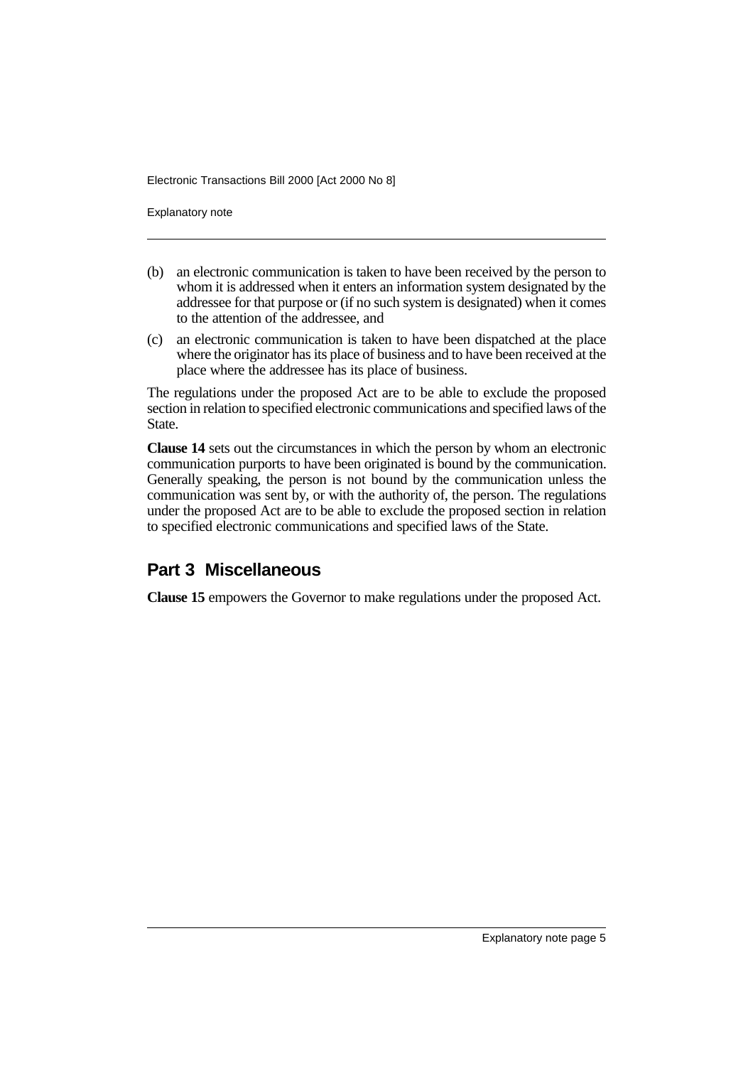(b) an electronic communication is taken to have been received by the person to whom it is addressed when it enters an information system designated by the addressee for that purpose or (if no such system is designated) when it comes to the attention of the addressee, and

(c) an electronic communication is taken to have been dispatched at the place where the originator has its place of business and to have been received at the place where the addressee has its place of business.

The regulations under the proposed Act are to be able to exclude the proposed section in relation to specified electronic communications and specified laws of the State.

**Clause 14** sets out the circumstances in which the person by whom an electronic communication purports to have been originated is bound by the communication. Generally speaking, the person is not bound by the communication unless the communication was sent by, or with the authority of, the person. The regulations under the proposed Act are to be able to exclude the proposed section in relation to specified electronic communications and specified laws of the State.

## Part 3 Miscellaneous

**Clause 15** empowers the Governor to make regulations under the proposed Act.